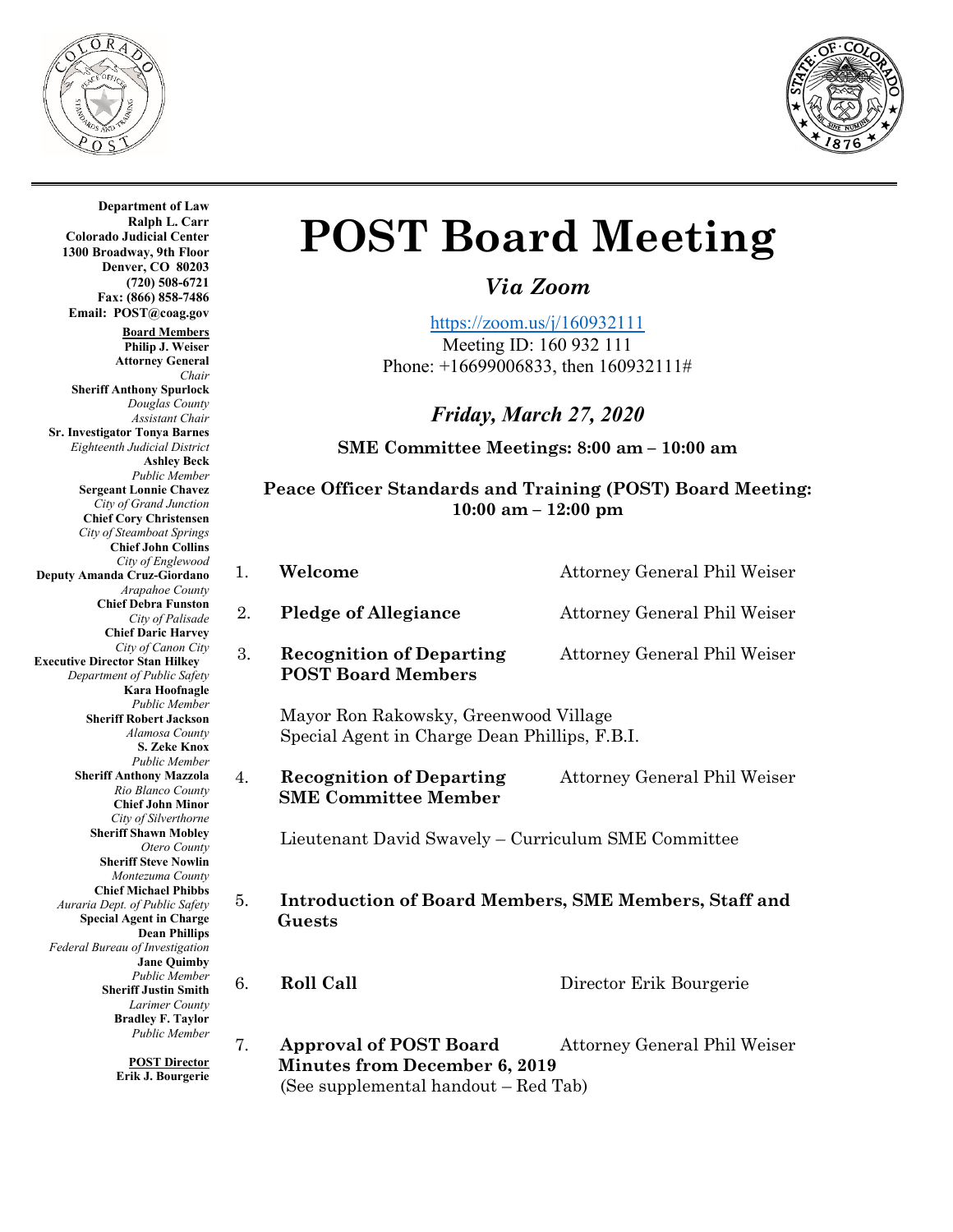**Department of Law**
**Ralph L. Carr**
**Colorado Judicial Center**
**1300 Broadway, 9th Floor**
**Denver, CO 80203**
**(720) 508-6721**
**Fax: (866) 858-7486**
**Email: POST@coag.gov**

**Board Members**

**Philip J. Weiser**
**Attorney General**
*Chair*

**Sheriff Anthony Spurlock**
*Douglas County*
*Assistant Chair*

**Sr. Investigator Tonya Barnes**
*Eighteenth Judicial District*

**Ashley Beck**
*Public Member*

**Sergeant Lonnie Chavez**
*City of Grand Junction*

**Chief Cory Christensen**
*City of Steamboat Springs*

**Chief John Collins**
*City of Englewood*

**Deputy Amanda Cruz-Giordano**
*Arapahoe County*

**Chief Debra Funston**
*City of Palisade*

**Chief Daric Harvey**
*City of Canon City*

**Executive Director Stan Hilkey**
*Department of Public Safety*

**Kara Hoofnagle**
*Public Member*

**Sheriff Robert Jackson**
*Alamosa County*

**S. Zeke Knox**
*Public Member*

**Sheriff Anthony Mazzola**
*Rio Blanco County*

**Chief John Minor**
*City of Silverthorne*

**Sheriff Shawn Mobley**
*Otero County*

**Sheriff Steve Nowlin**
*Montezuma County*

**Chief Michael Phibbs**
*Auraria Dept. of Public Safety*

**Special Agent in Charge Dean Phillips**
*Federal Bureau of Investigation*

**Jane Quimby**
*Public Member*

**Sheriff Justin Smith**
*Larimer County*

**Bradley F. Taylor**
*Public Member*

**POST Director**
**Erik J. Bourgerie**

# POST Board Meeting

## *Via Zoom*

https://zoom.us/j/160932111
Meeting ID: 160 932 111
Phone: +16699006833, then 160932111#

### *Friday, March 27, 2020*

**SME Committee Meetings: 8:00 am – 10:00 am**

**Peace Officer Standards and Training (POST) Board Meeting: 10:00 am – 12:00 pm**

1. **Welcome** — Attorney General Phil Weiser

2. **Pledge of Allegiance** — Attorney General Phil Weiser

3. **Recognition of Departing POST Board Members** — Attorney General Phil Weiser

   Mayor Ron Rakowsky, Greenwood Village
   Special Agent in Charge Dean Phillips, F.B.I.

4. **Recognition of Departing SME Committee Member** — Attorney General Phil Weiser

   Lieutenant David Swavely – Curriculum SME Committee

5. **Introduction of Board Members, SME Members, Staff and Guests**

6. **Roll Call** — Director Erik Bourgerie

7. **Approval of POST Board Minutes from December 6, 2019** — Attorney General Phil Weiser
   (See supplemental handout – Red Tab)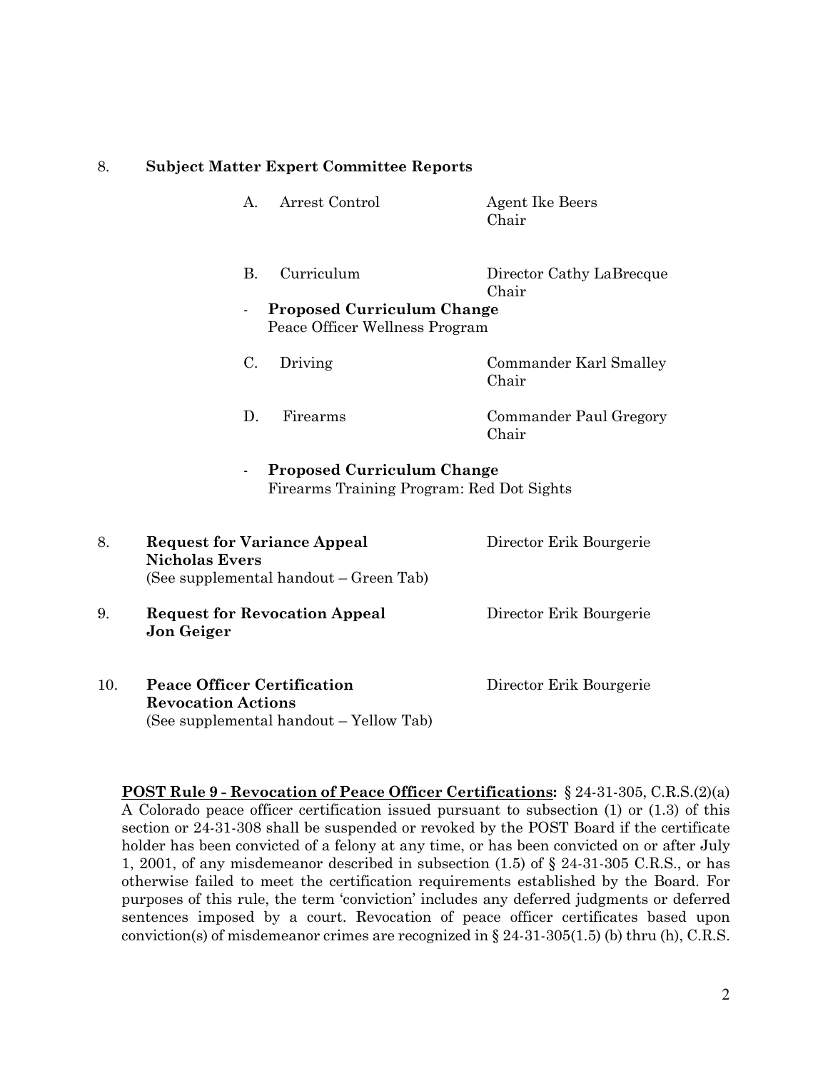8. **Subject Matter Expert Committee Reports**

   A. Arrest Control — Agent Ike Beers, Chair

   B. Curriculum — Director Cathy LaBrecque, Chair

   - **Proposed Curriculum Change**
     Peace Officer Wellness Program

   C. Driving — Commander Karl Smalley, Chair

   D. Firearms — Commander Paul Gregory, Chair

   - **Proposed Curriculum Change**
     Firearms Training Program: Red Dot Sights

8. **Request for Variance Appeal** — Director Erik Bourgerie
   **Nicholas Evers**
   (See supplemental handout – Green Tab)

9. **Request for Revocation Appeal** — Director Erik Bourgerie
   **Jon Geiger**

10. **Peace Officer Certification Revocation Actions** — Director Erik Bourgerie
    (See supplemental handout – Yellow Tab)

**POST Rule 9 - Revocation of Peace Officer Certifications:** § 24-31-305, C.R.S.(2)(a) A Colorado peace officer certification issued pursuant to subsection (1) or (1.3) of this section or 24-31-308 shall be suspended or revoked by the POST Board if the certificate holder has been convicted of a felony at any time, or has been convicted on or after July 1, 2001, of any misdemeanor described in subsection (1.5) of § 24-31-305 C.R.S., or has otherwise failed to meet the certification requirements established by the Board. For purposes of this rule, the term 'conviction' includes any deferred judgments or deferred sentences imposed by a court. Revocation of peace officer certificates based upon conviction(s) of misdemeanor crimes are recognized in § 24-31-305(1.5) (b) thru (h), C.R.S.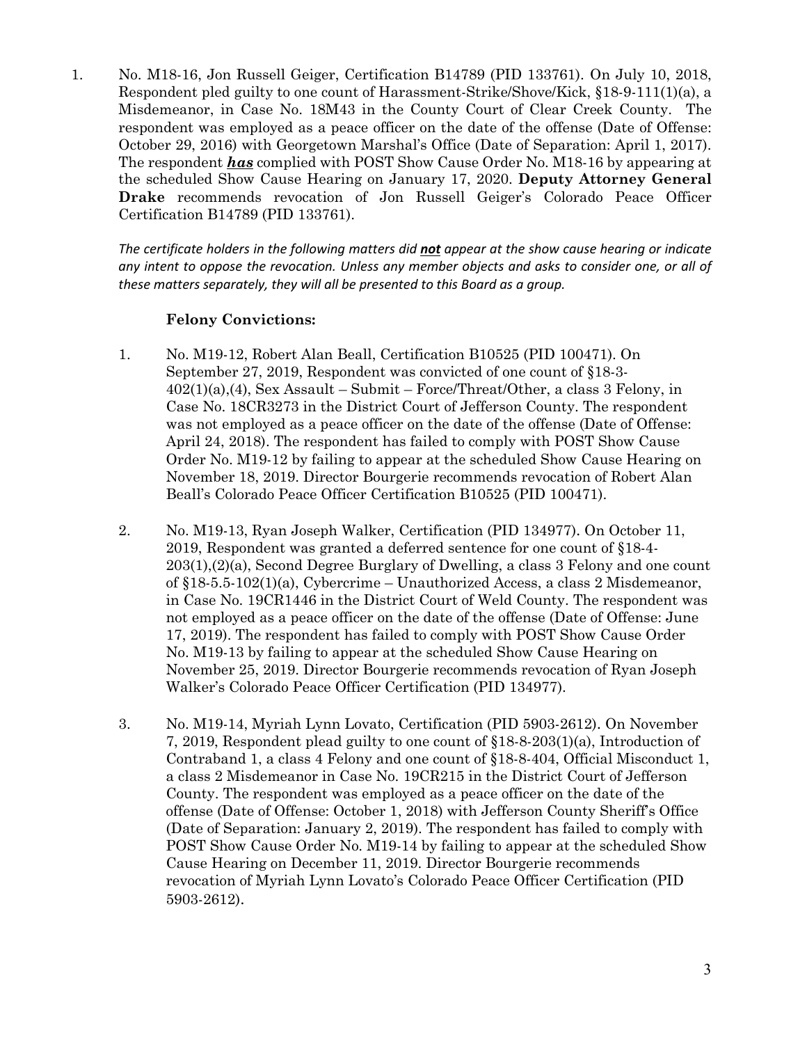1. No. M18-16, Jon Russell Geiger, Certification B14789 (PID 133761). On July 10, 2018, Respondent pled guilty to one count of Harassment-Strike/Shove/Kick, §18-9-111(1)(a), a Misdemeanor, in Case No. 18M43 in the County Court of Clear Creek County. The respondent was employed as a peace officer on the date of the offense (Date of Offense: October 29, 2016) with Georgetown Marshal's Office (Date of Separation: April 1, 2017). The respondent ***has*** complied with POST Show Cause Order No. M18-16 by appearing at the scheduled Show Cause Hearing on January 17, 2020. **Deputy Attorney General Drake** recommends revocation of Jon Russell Geiger's Colorado Peace Officer Certification B14789 (PID 133761).

*The certificate holders in the following matters did **not** appear at the show cause hearing or indicate any intent to oppose the revocation. Unless any member objects and asks to consider one, or all of these matters separately, they will all be presented to this Board as a group.*

**Felony Convictions:**

1. No. M19-12, Robert Alan Beall, Certification B10525 (PID 100471). On September 27, 2019, Respondent was convicted of one count of §18-3-402(1)(a),(4), Sex Assault – Submit – Force/Threat/Other, a class 3 Felony, in Case No. 18CR3273 in the District Court of Jefferson County. The respondent was not employed as a peace officer on the date of the offense (Date of Offense: April 24, 2018). The respondent has failed to comply with POST Show Cause Order No. M19-12 by failing to appear at the scheduled Show Cause Hearing on November 18, 2019. Director Bourgerie recommends revocation of Robert Alan Beall's Colorado Peace Officer Certification B10525 (PID 100471).

2. No. M19-13, Ryan Joseph Walker, Certification (PID 134977). On October 11, 2019, Respondent was granted a deferred sentence for one count of §18-4-203(1),(2)(a), Second Degree Burglary of Dwelling, a class 3 Felony and one count of §18-5.5-102(1)(a), Cybercrime – Unauthorized Access, a class 2 Misdemeanor, in Case No. 19CR1446 in the District Court of Weld County. The respondent was not employed as a peace officer on the date of the offense (Date of Offense: June 17, 2019). The respondent has failed to comply with POST Show Cause Order No. M19-13 by failing to appear at the scheduled Show Cause Hearing on November 25, 2019. Director Bourgerie recommends revocation of Ryan Joseph Walker's Colorado Peace Officer Certification (PID 134977).

3. No. M19-14, Myriah Lynn Lovato, Certification (PID 5903-2612). On November 7, 2019, Respondent plead guilty to one count of §18-8-203(1)(a), Introduction of Contraband 1, a class 4 Felony and one count of §18-8-404, Official Misconduct 1, a class 2 Misdemeanor in Case No. 19CR215 in the District Court of Jefferson County. The respondent was employed as a peace officer on the date of the offense (Date of Offense: October 1, 2018) with Jefferson County Sheriff's Office (Date of Separation: January 2, 2019). The respondent has failed to comply with POST Show Cause Order No. M19-14 by failing to appear at the scheduled Show Cause Hearing on December 11, 2019. Director Bourgerie recommends revocation of Myriah Lynn Lovato's Colorado Peace Officer Certification (PID 5903-2612).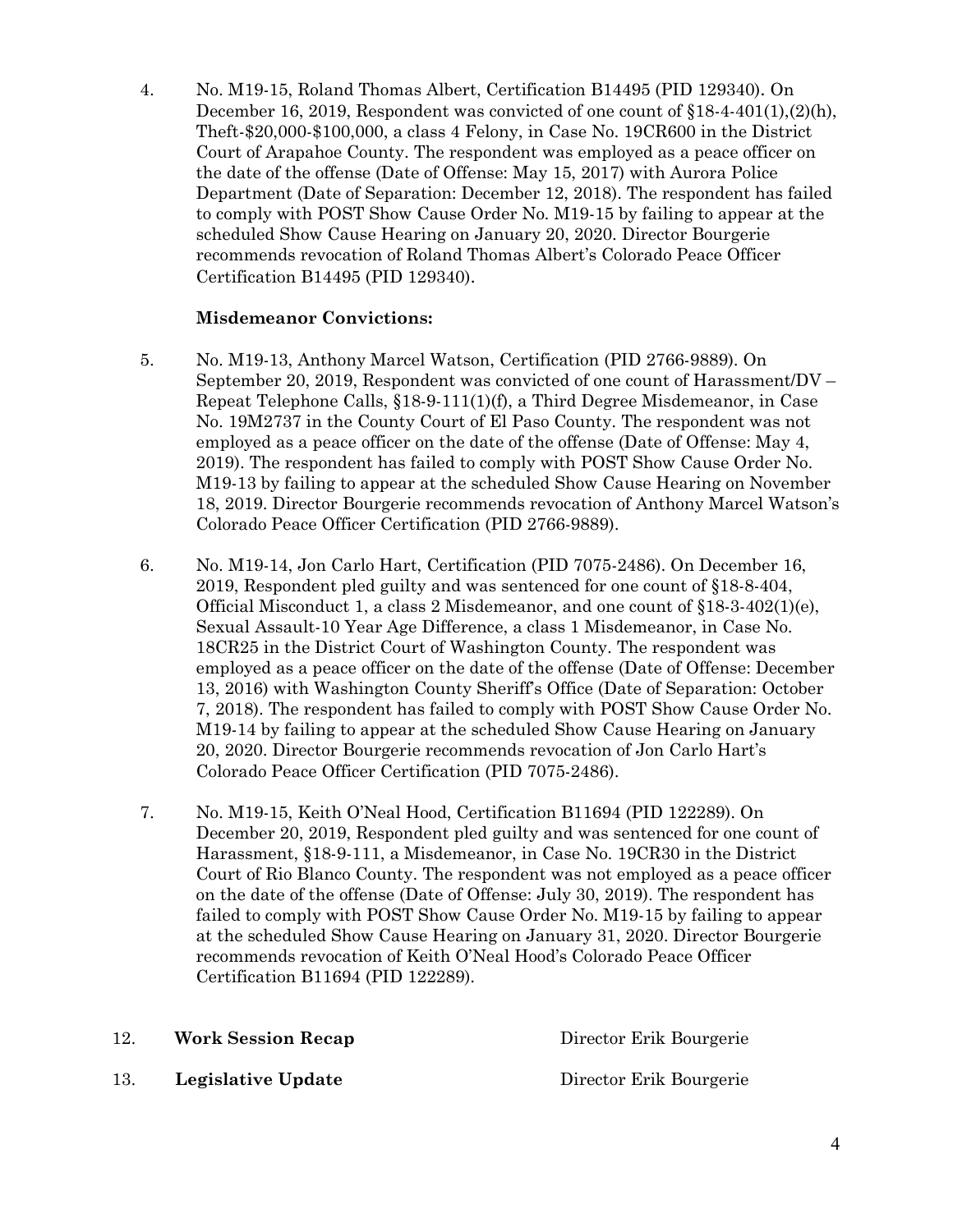4. No. M19-15, Roland Thomas Albert, Certification B14495 (PID 129340). On December 16, 2019, Respondent was convicted of one count of §18-4-401(1),(2)(h), Theft-$20,000-$100,000, a class 4 Felony, in Case No. 19CR600 in the District Court of Arapahoe County. The respondent was employed as a peace officer on the date of the offense (Date of Offense: May 15, 2017) with Aurora Police Department (Date of Separation: December 12, 2018). The respondent has failed to comply with POST Show Cause Order No. M19-15 by failing to appear at the scheduled Show Cause Hearing on January 20, 2020. Director Bourgerie recommends revocation of Roland Thomas Albert's Colorado Peace Officer Certification B14495 (PID 129340).

**Misdemeanor Convictions:**

5. No. M19-13, Anthony Marcel Watson, Certification (PID 2766-9889). On September 20, 2019, Respondent was convicted of one count of Harassment/DV – Repeat Telephone Calls, §18-9-111(1)(f), a Third Degree Misdemeanor, in Case No. 19M2737 in the County Court of El Paso County. The respondent was not employed as a peace officer on the date of the offense (Date of Offense: May 4, 2019). The respondent has failed to comply with POST Show Cause Order No. M19-13 by failing to appear at the scheduled Show Cause Hearing on November 18, 2019. Director Bourgerie recommends revocation of Anthony Marcel Watson's Colorado Peace Officer Certification (PID 2766-9889).

6. No. M19-14, Jon Carlo Hart, Certification (PID 7075-2486). On December 16, 2019, Respondent pled guilty and was sentenced for one count of §18-8-404, Official Misconduct 1, a class 2 Misdemeanor, and one count of §18-3-402(1)(e), Sexual Assault-10 Year Age Difference, a class 1 Misdemeanor, in Case No. 18CR25 in the District Court of Washington County. The respondent was employed as a peace officer on the date of the offense (Date of Offense: December 13, 2016) with Washington County Sheriff's Office (Date of Separation: October 7, 2018). The respondent has failed to comply with POST Show Cause Order No. M19-14 by failing to appear at the scheduled Show Cause Hearing on January 20, 2020. Director Bourgerie recommends revocation of Jon Carlo Hart's Colorado Peace Officer Certification (PID 7075-2486).

7. No. M19-15, Keith O'Neal Hood, Certification B11694 (PID 122289). On December 20, 2019, Respondent pled guilty and was sentenced for one count of Harassment, §18-9-111, a Misdemeanor, in Case No. 19CR30 in the District Court of Rio Blanco County. The respondent was not employed as a peace officer on the date of the offense (Date of Offense: July 30, 2019). The respondent has failed to comply with POST Show Cause Order No. M19-15 by failing to appear at the scheduled Show Cause Hearing on January 31, 2020. Director Bourgerie recommends revocation of Keith O'Neal Hood's Colorado Peace Officer Certification B11694 (PID 122289).

12. **Work Session Recap** — Director Erik Bourgerie

13. **Legislative Update** — Director Erik Bourgerie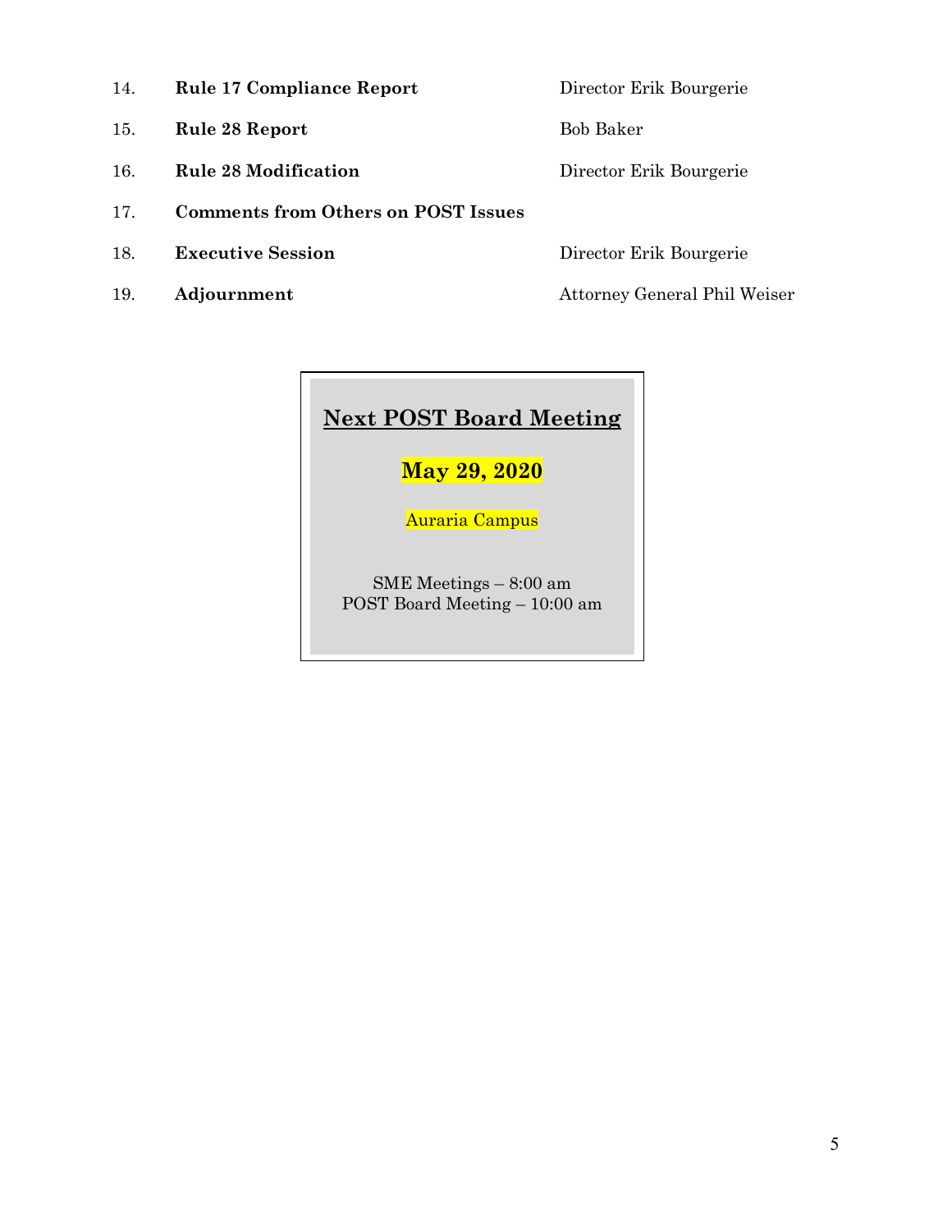| | | |
|---|---|---|
| 14. | **Rule 17 Compliance Report** | Director Erik Bourgerie |
| 15. | **Rule 28 Report** | Bob Baker |
| 16. | **Rule 28 Modification** | Director Erik Bourgerie |
| 17. | **Comments from Others on POST Issues** | |
| 18. | **Executive Session** | Director Erik Bourgerie |
| 19. | **Adjournment** | Attorney General Phil Weiser |

**Next POST Board Meeting**

**May 29, 2020**

Auraria Campus

SME Meetings – 8:00 am
POST Board Meeting – 10:00 am